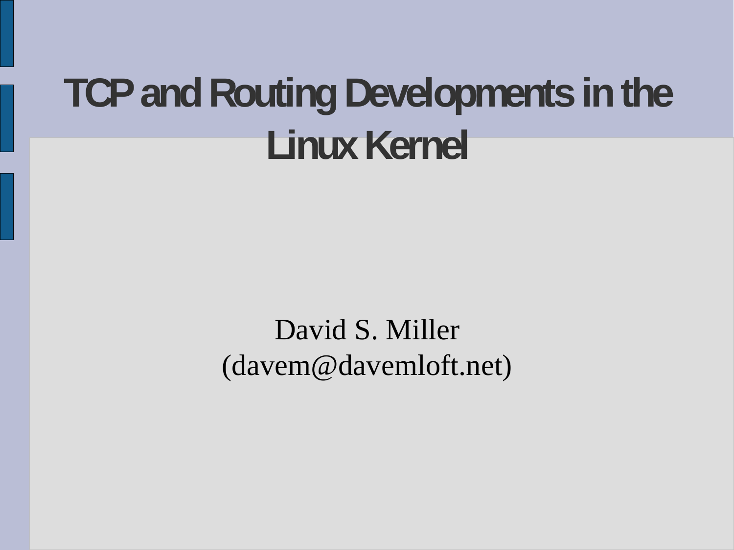# TCP and Routing Developments in the Linux Kernel

David S. Miller
(davem@davemloft.net)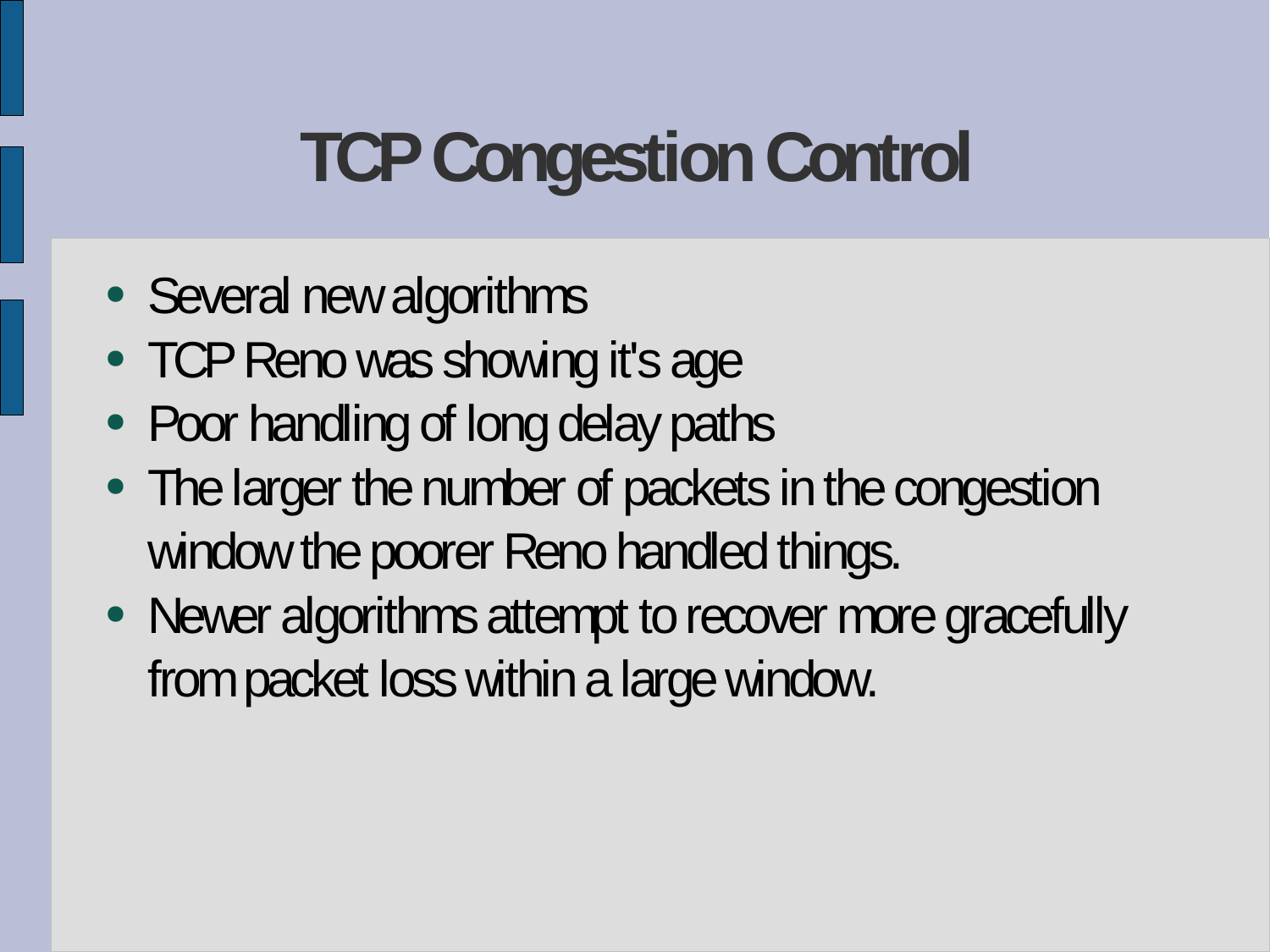# TCP Congestion Control

- Several new algorithms
- TCP Reno was showing it's age
- Poor handling of long delay paths
- The larger the number of packets in the congestion window the poorer Reno handled things.
- Newer algorithms attempt to recover more gracefully from packet loss within a large window.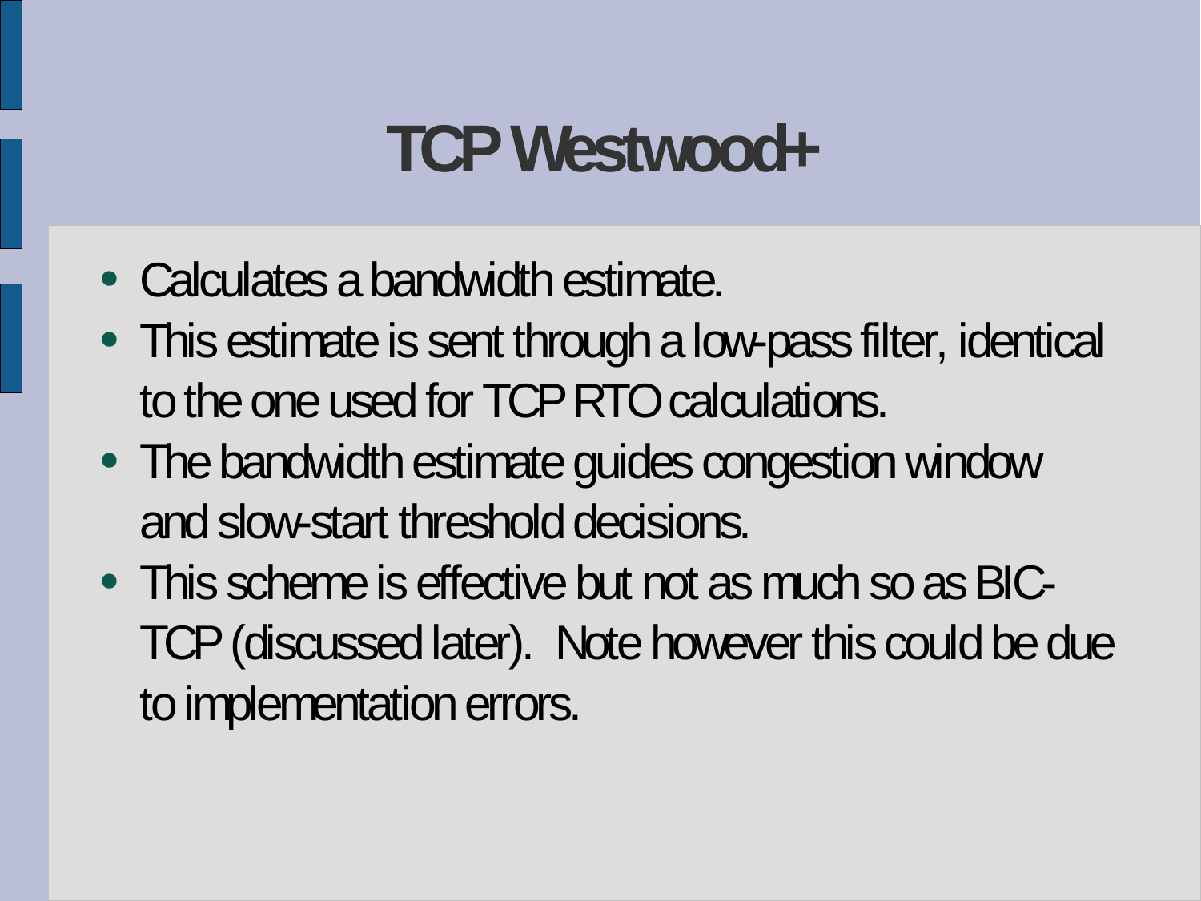# TCP Westwood+

- Calculates a bandwidth estimate.
- This estimate is sent through a low-pass filter, identical to the one used for TCP RTO calculations.
- The bandwidth estimate guides congestion window and slow-start threshold decisions.
- This scheme is effective but not as much so as BIC-TCP (discussed later). Note however this could be due to implementation errors.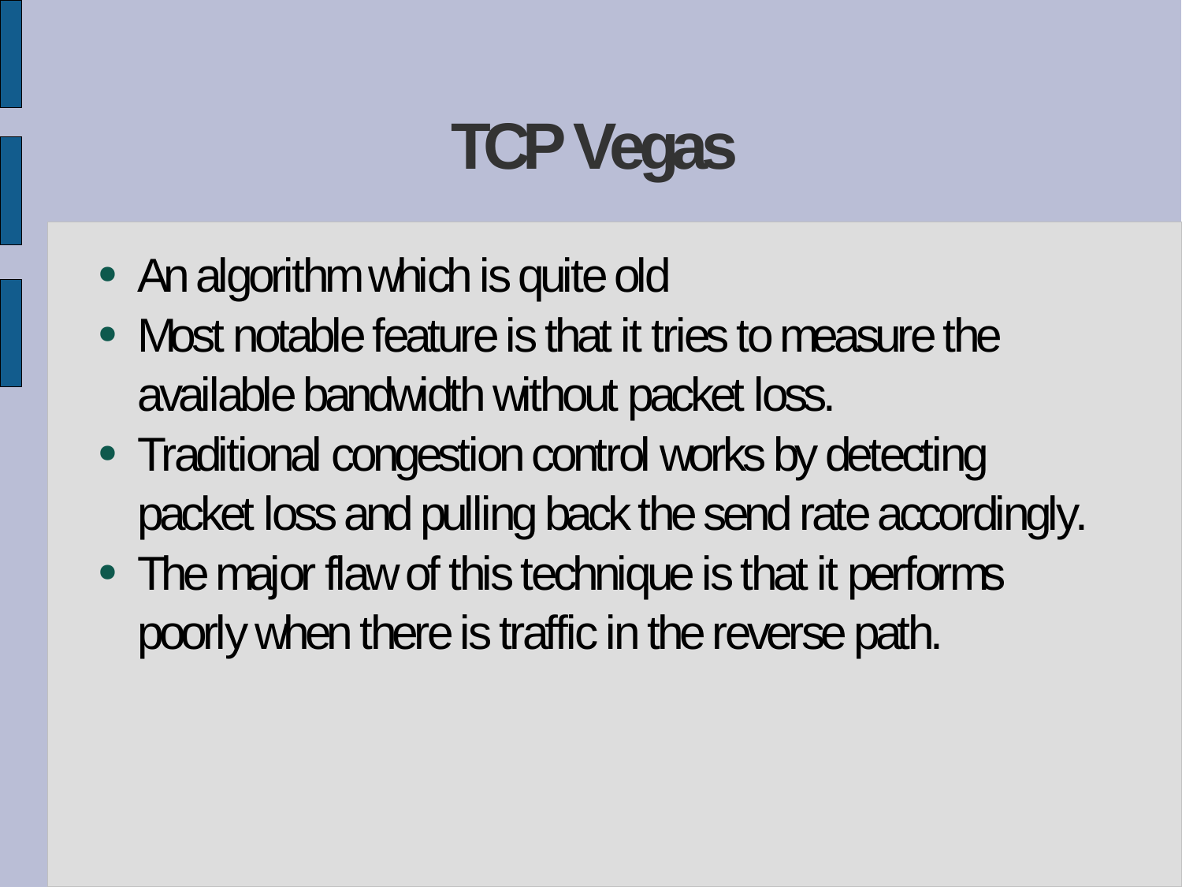# TCP Vegas

- An algorithm which is quite old
- Most notable feature is that it tries to measure the available bandwidth without packet loss.
- Traditional congestion control works by detecting packet loss and pulling back the send rate accordingly.
- The major flaw of this technique is that it performs poorly when there is traffic in the reverse path.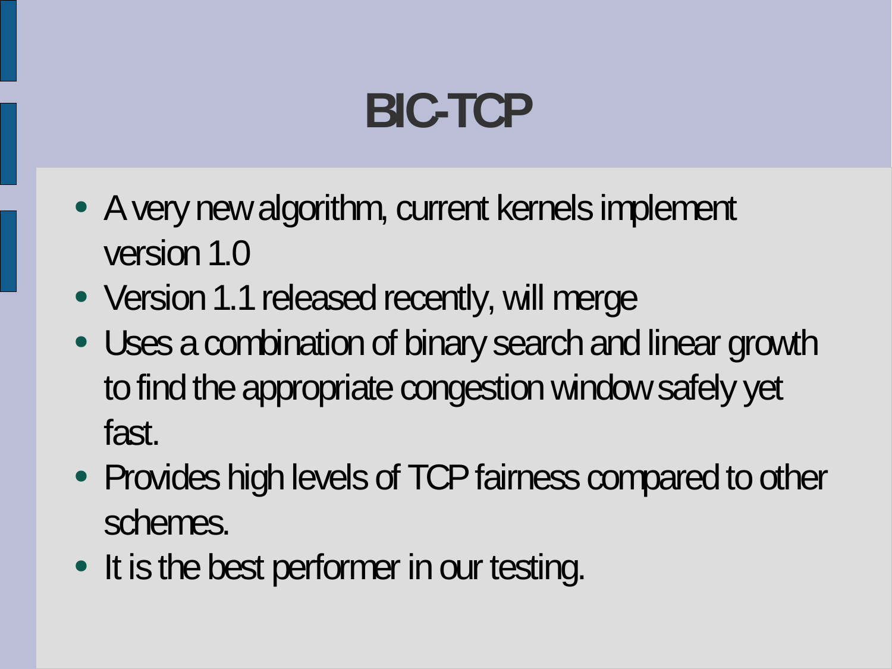# BIC-TCP

- A very new algorithm, current kernels implement version 1.0
- Version 1.1 released recently, will merge
- Uses a combination of binary search and linear growth to find the appropriate congestion window safely yet fast.
- Provides high levels of TCP fairness compared to other schemes.
- It is the best performer in our testing.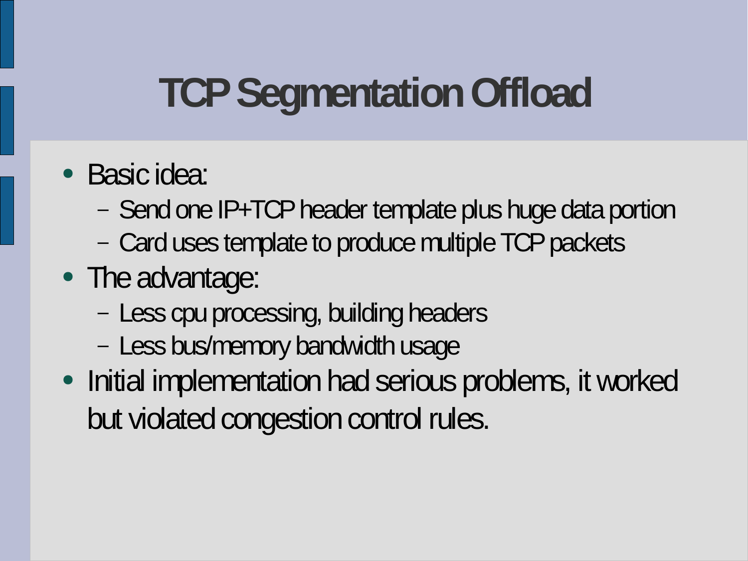# TCP Segmentation Offload

- Basic idea:
  - Send one IP+TCP header template plus huge data portion
  - Card uses template to produce multiple TCP packets
- The advantage:
  - Less cpu processing, building headers
  - Less bus/memory bandwidth usage
- Initial implementation had serious problems, it worked but violated congestion control rules.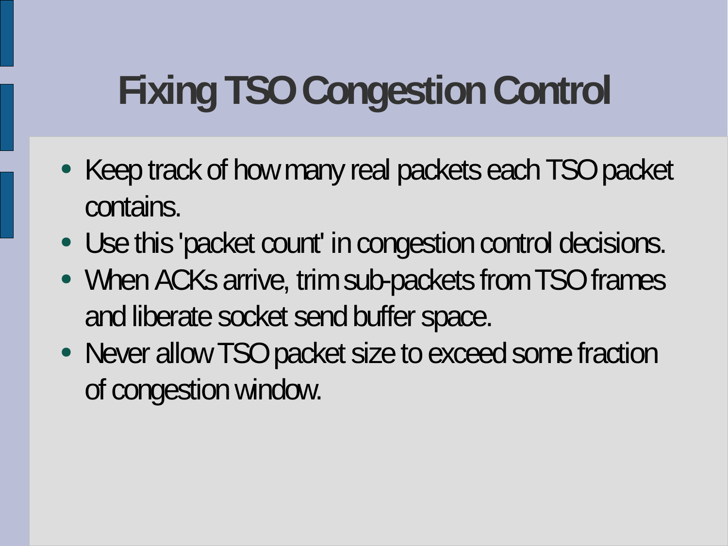# Fixing TSO Congestion Control

- Keep track of how many real packets each TSO packet contains.
- Use this 'packet count' in congestion control decisions.
- When ACKs arrive, trim sub-packets from TSO frames and liberate socket send buffer space.
- Never allow TSO packet size to exceed some fraction of congestion window.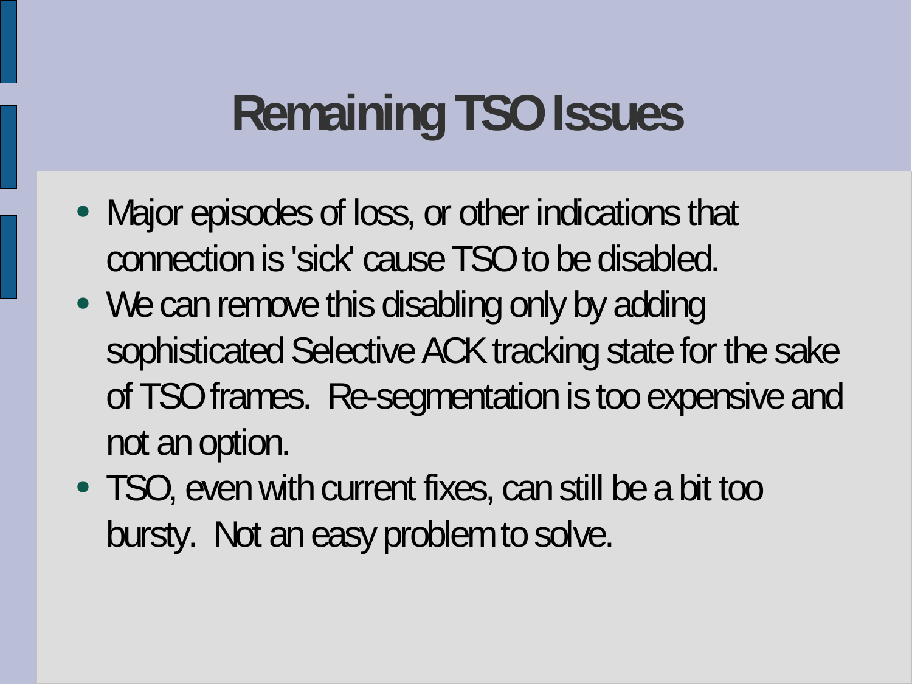# Remaining TSO Issues

- Major episodes of loss, or other indications that connection is 'sick' cause TSO to be disabled.
- We can remove this disabling only by adding sophisticated Selective ACK tracking state for the sake of TSO frames. Re-segmentation is too expensive and not an option.
- TSO, even with current fixes, can still be a bit too bursty. Not an easy problem to solve.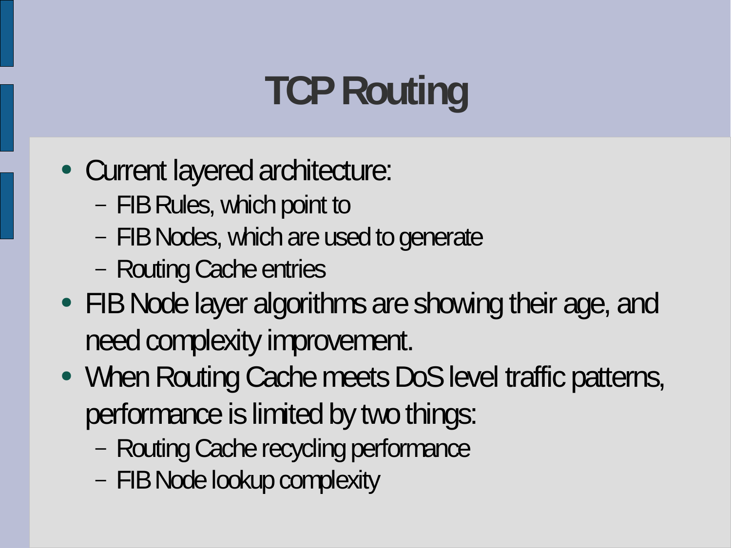# TCP Routing

- Current layered architecture:
  - FIB Rules, which point to
  - FIB Nodes, which are used to generate
  - Routing Cache entries
- FIB Node layer algorithms are showing their age, and need complexity improvement.
- When Routing Cache meets DoS level traffic patterns, performance is limited by two things:
  - Routing Cache recycling performance
  - FIB Node lookup complexity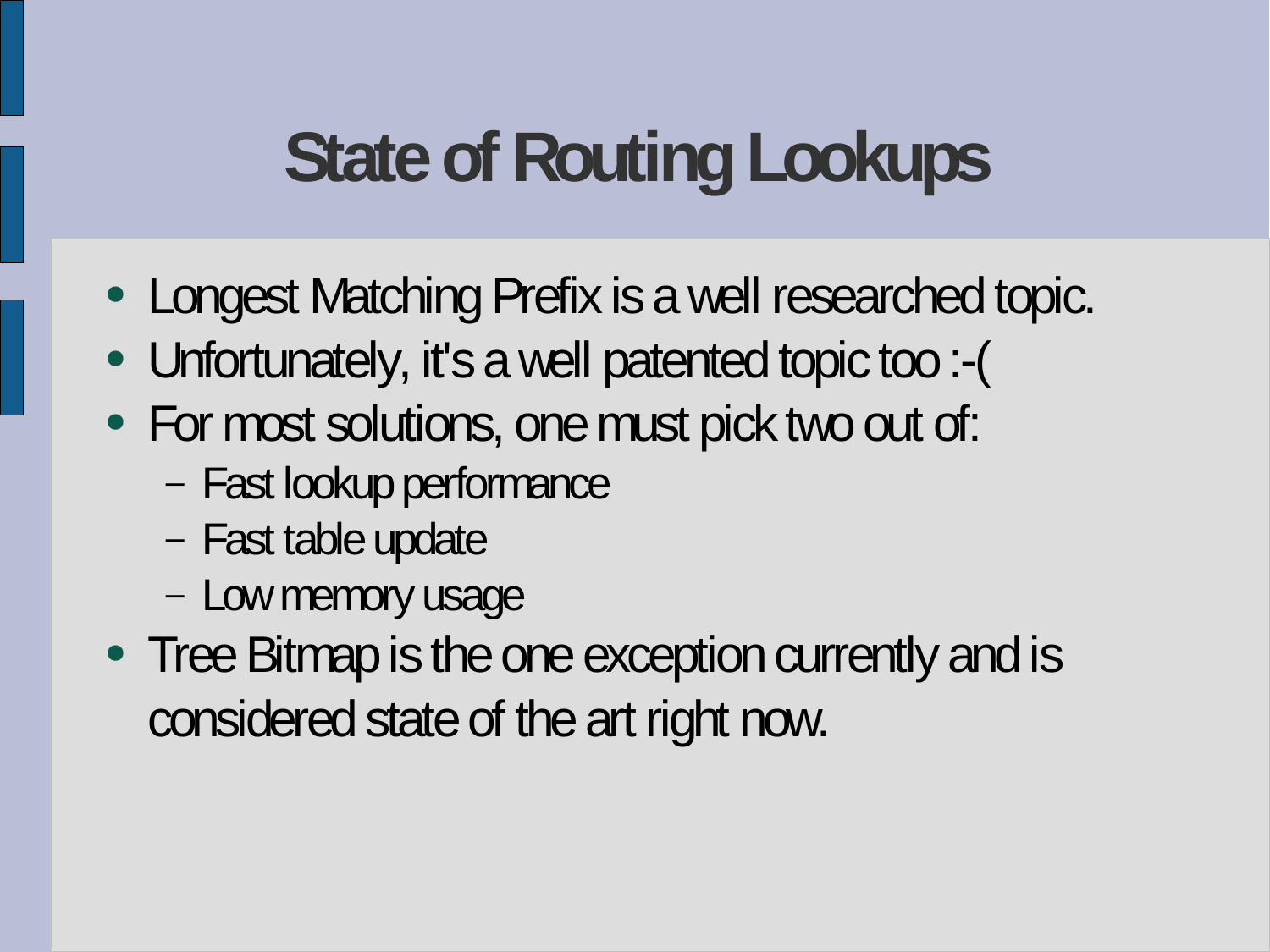# State of Routing Lookups

- Longest Matching Prefix is a well researched topic.
- Unfortunately, it's a well patented topic too :-(
- For most solutions, one must pick two out of:
  - Fast lookup performance
  - Fast table update
  - Low memory usage
- Tree Bitmap is the one exception currently and is considered state of the art right now.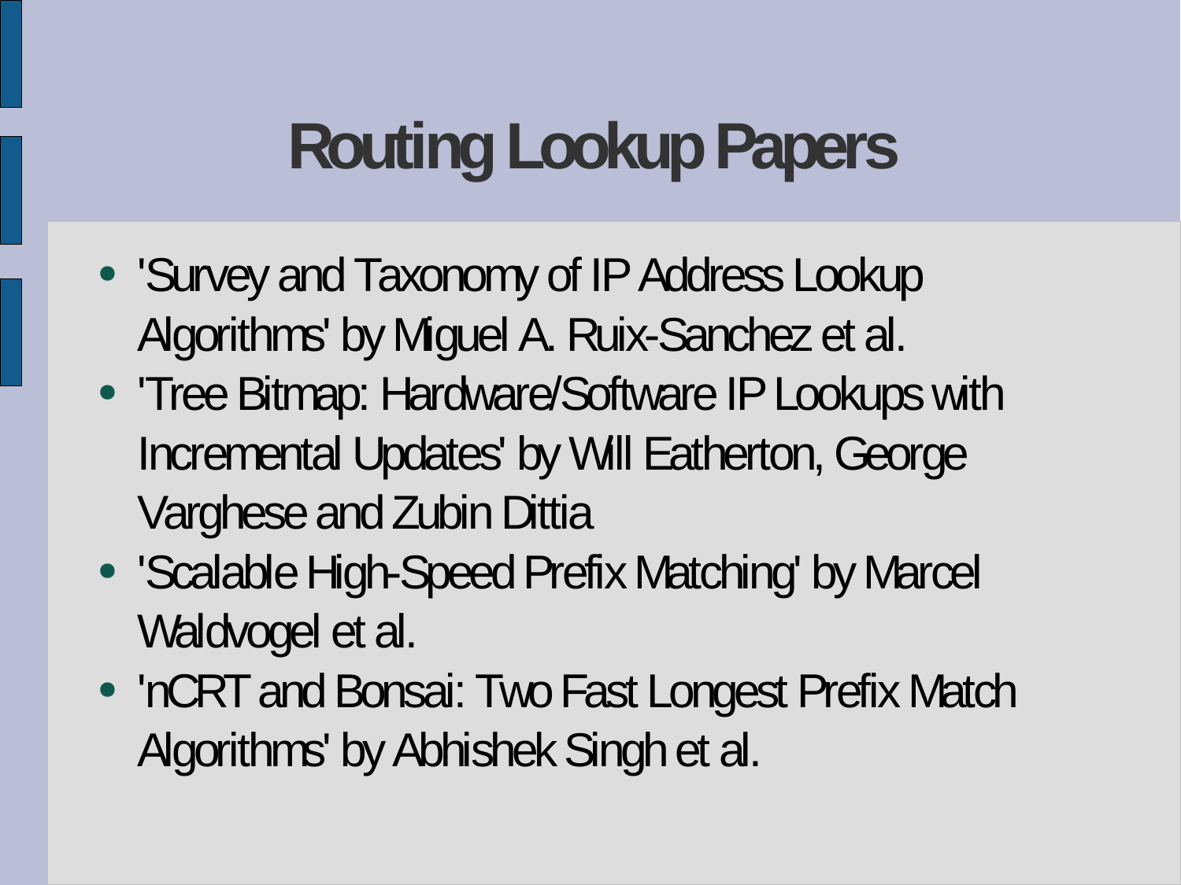# Routing Lookup Papers

- 'Survey and Taxonomy of IP Address Lookup Algorithms' by Miguel A. Ruix-Sanchez et al.
- 'Tree Bitmap: Hardware/Software IP Lookups with Incremental Updates' by Will Eatherton, George Varghese and Zubin Dittia
- 'Scalable High-Speed Prefix Matching' by Marcel Waldvogel et al.
- 'nCRT and Bonsai: Two Fast Longest Prefix Match Algorithms' by Abhishek Singh et al.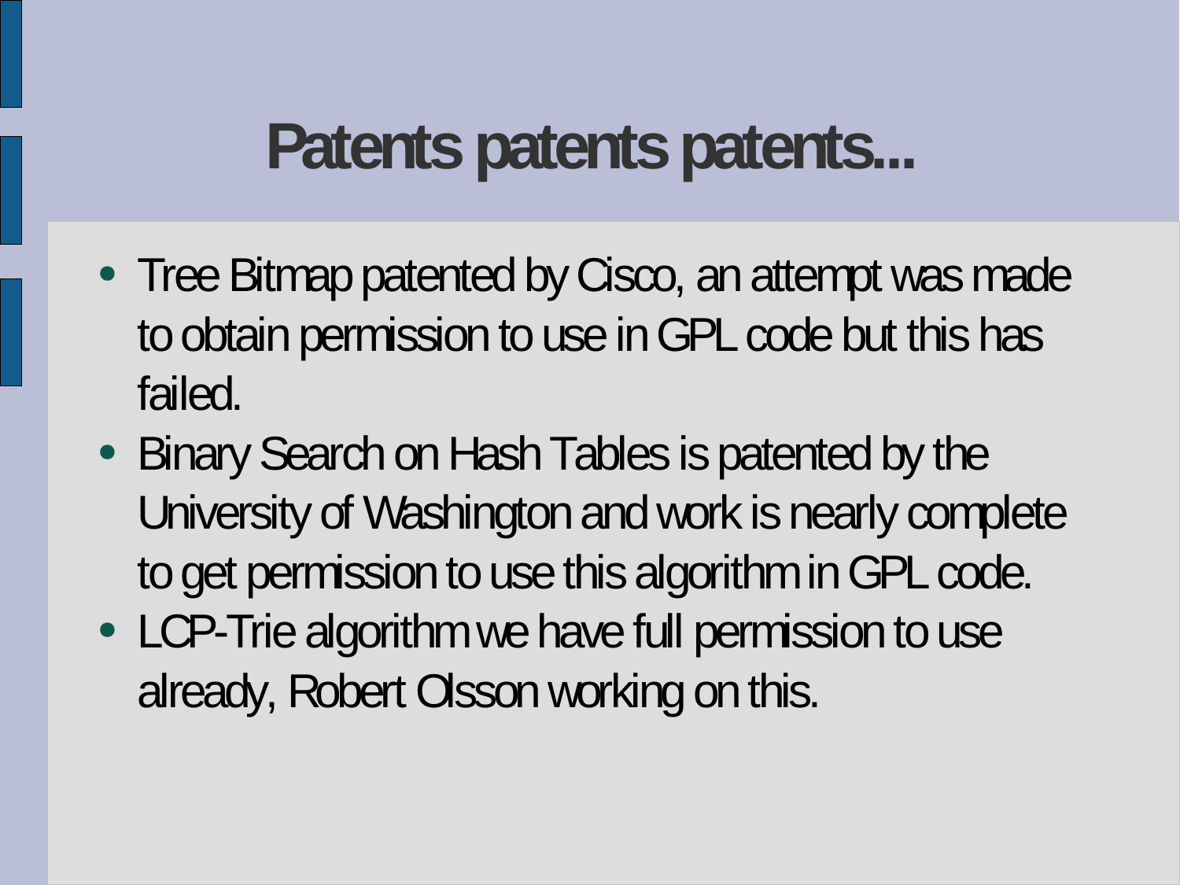# Patents patents patents...

- Tree Bitmap patented by Cisco, an attempt was made to obtain permission to use in GPL code but this has failed.
- Binary Search on Hash Tables is patented by the University of Washington and work is nearly complete to get permission to use this algorithm in GPL code.
- LCP-Trie algorithm we have full permission to use already, Robert Olsson working on this.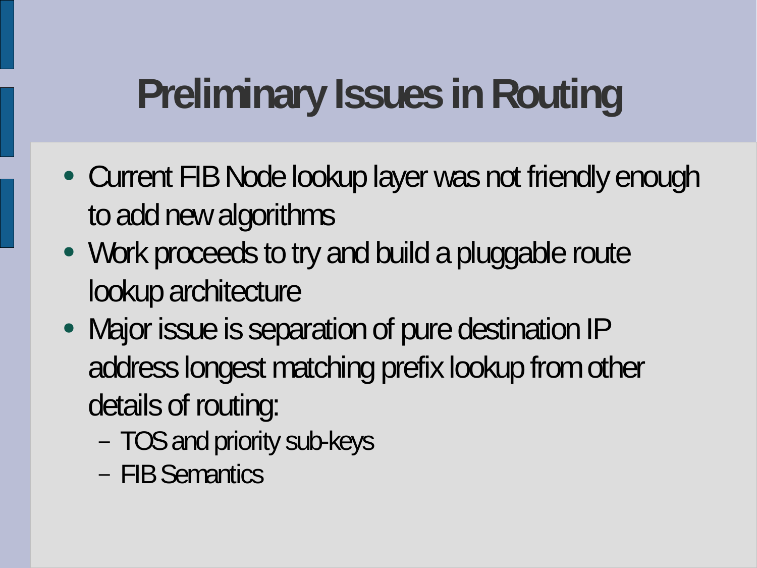# Preliminary Issues in Routing

- Current FIB Node lookup layer was not friendly enough to add new algorithms
- Work proceeds to try and build a pluggable route lookup architecture
- Major issue is separation of pure destination IP address longest matching prefix lookup from other details of routing:
  - TOS and priority sub-keys
  - FIB Semantics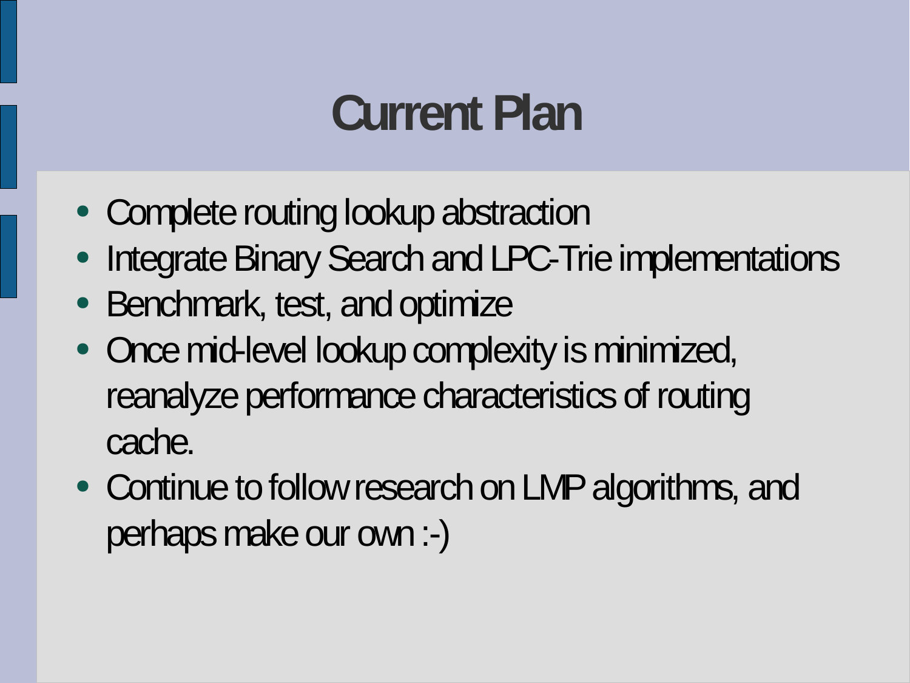# Current Plan

- Complete routing lookup abstraction
- Integrate Binary Search and LPC-Trie implementations
- Benchmark, test, and optimize
- Once mid-level lookup complexity is minimized, reanalyze performance characteristics of routing cache.
- Continue to follow research on LMP algorithms, and perhaps make our own :-)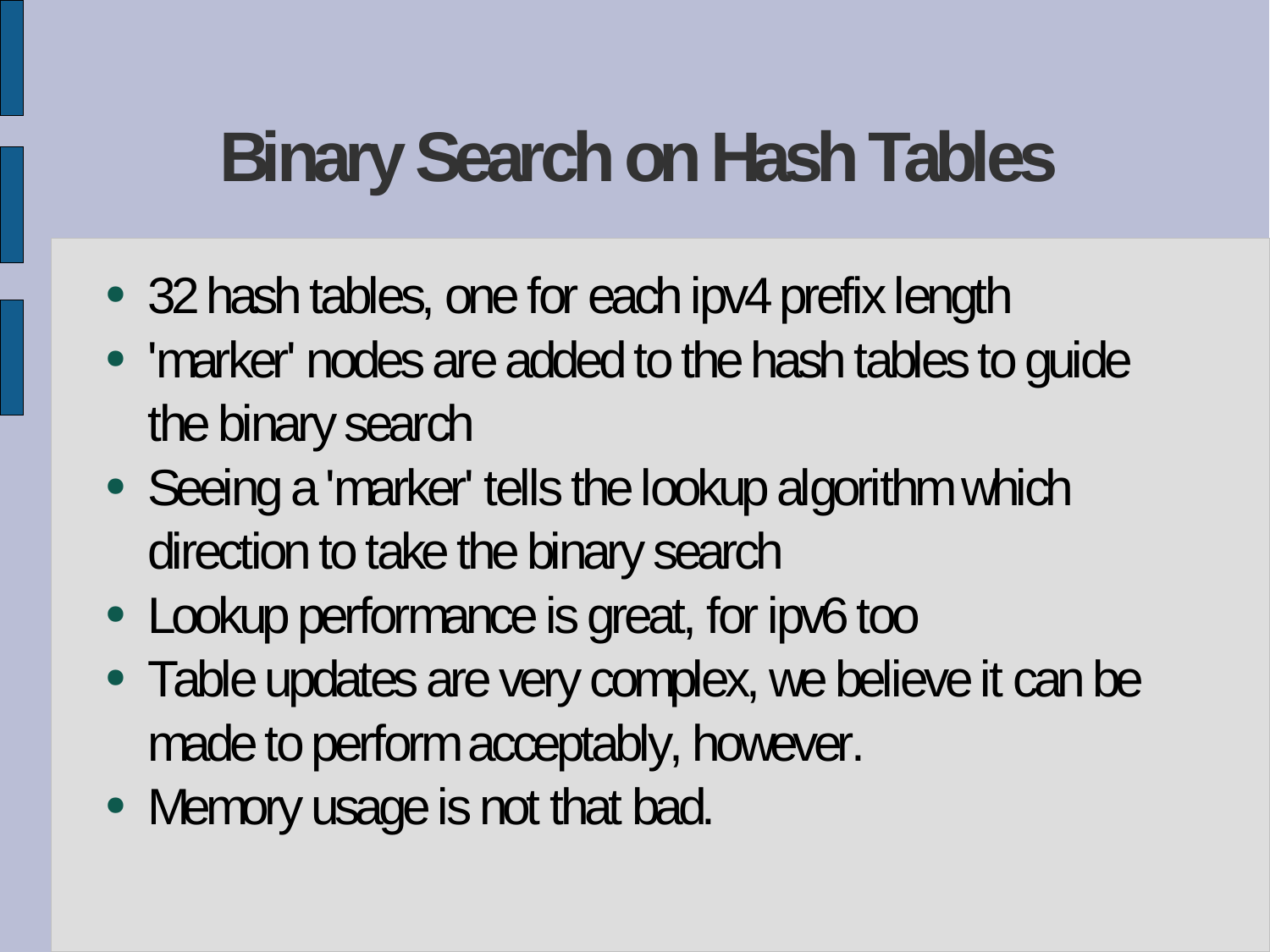# Binary Search on Hash Tables

- 32 hash tables, one for each ipv4 prefix length
- 'marker' nodes are added to the hash tables to guide the binary search
- Seeing a 'marker' tells the lookup algorithm which direction to take the binary search
- Lookup performance is great, for ipv6 too
- Table updates are very complex, we believe it can be made to perform acceptably, however.
- Memory usage is not that bad.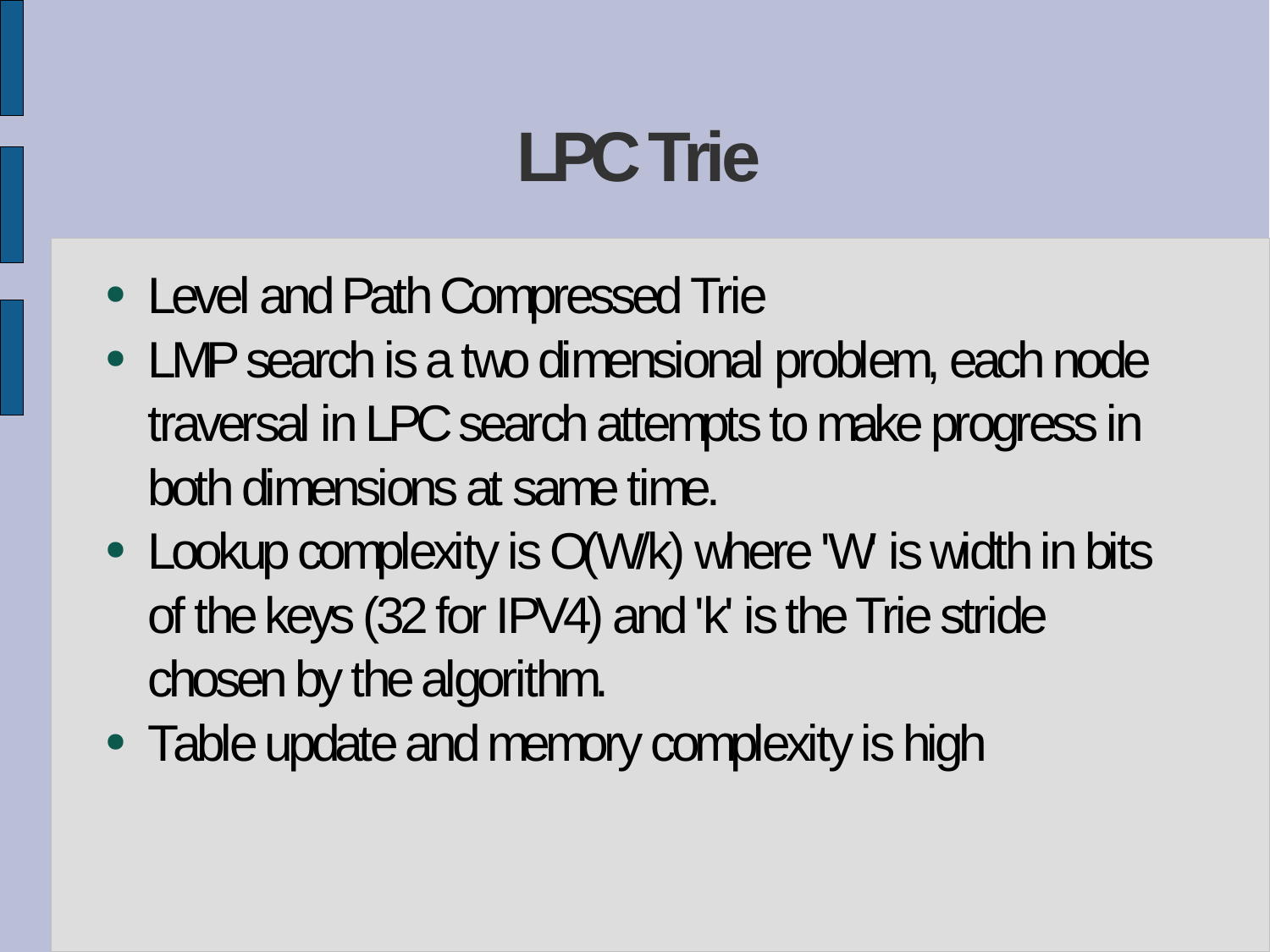# LPC Trie

- Level and Path Compressed Trie
- LMP search is a two dimensional problem, each node traversal in LPC search attempts to make progress in both dimensions at same time.
- Lookup complexity is $O(W/k)$ where 'W' is width in bits of the keys (32 for IPV4) and 'k' is the Trie stride chosen by the algorithm.
- Table update and memory complexity is high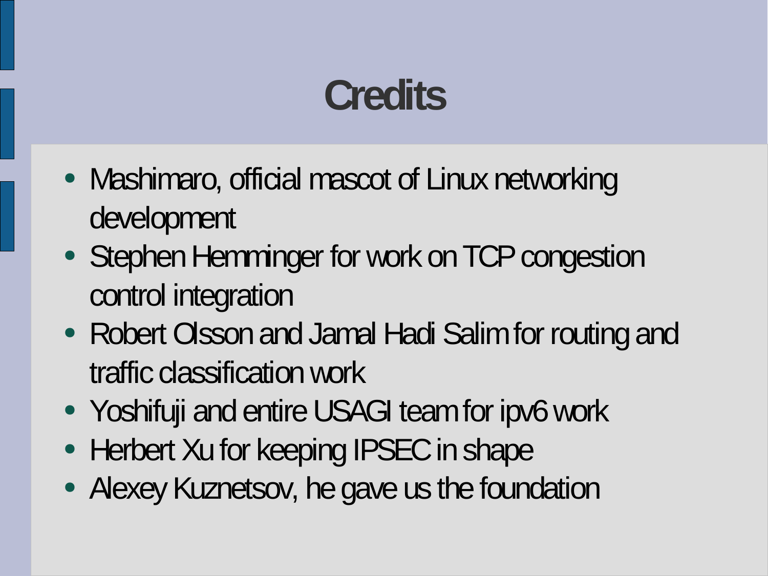# Credits

- Mashimaro, official mascot of Linux networking development
- Stephen Hemminger for work on TCP congestion control integration
- Robert Olsson and Jamal Hadi Salim for routing and traffic classification work
- Yoshifuji and entire USAGI team for ipv6 work
- Herbert Xu for keeping IPSEC in shape
- Alexey Kuznetsov, he gave us the foundation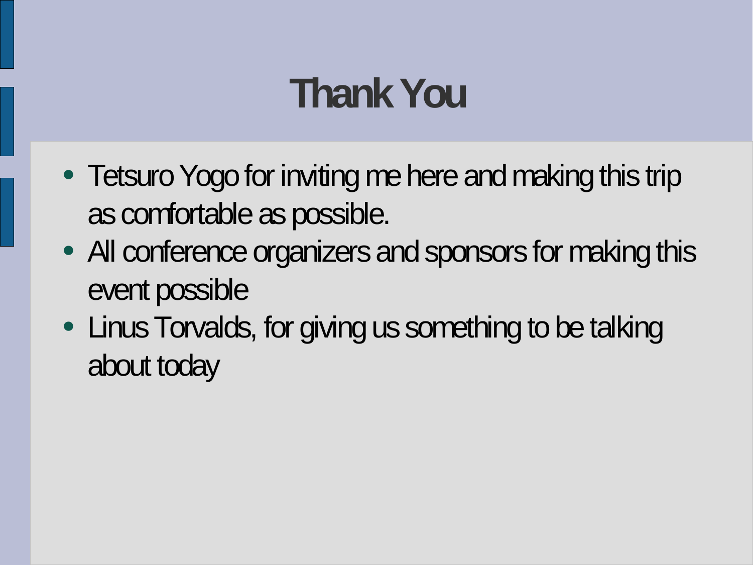# Thank You

- Tetsuro Yogo for inviting me here and making this trip as comfortable as possible.
- All conference organizers and sponsors for making this event possible
- Linus Torvalds, for giving us something to be talking about today